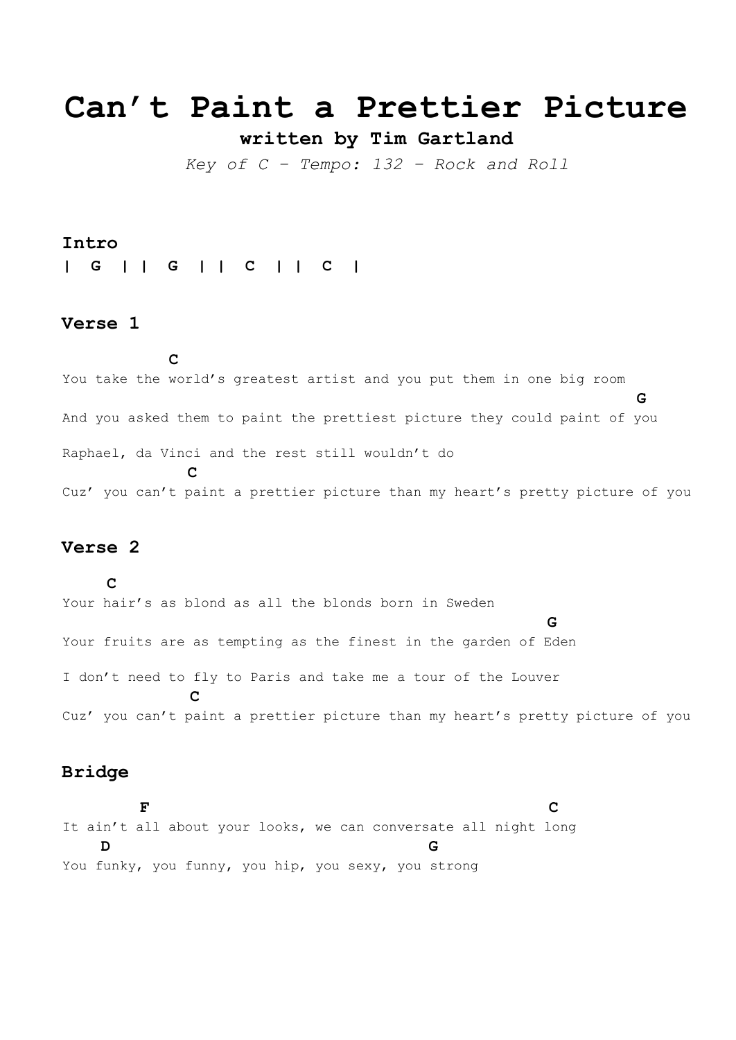# Can’t Paint a Prettier Picture

**written by Tim Gartland**

*Key of C - Tempo: 132 - Rock and Roll*

## Intro

```
| G | | G | | C | | C |
```

## Verse 1

```
          C
You take the world’s greatest artist and you put them in one big room
                                                                    G
And you asked them to paint the prettiest picture they could paint of you

Raphael, da Vinci and the rest still wouldn’t do
            C
Cuz’ you can’t paint a prettier picture than my heart’s pretty picture of you
```

## Verse 2

```
     C
Your hair’s as blond as all the blonds born in Sweden
                                                         G
Your fruits are as tempting as the finest in the garden of Eden

I don’t need to fly to Paris and take me a tour of the Louver
            C
Cuz’ you can’t paint a prettier picture than my heart’s pretty picture of you
```

## Bridge

```
       F                                                 C
It ain’t all about your looks, we can conversate all night long
    D                                   G
You funky, you funny, you hip, you sexy, you strong
```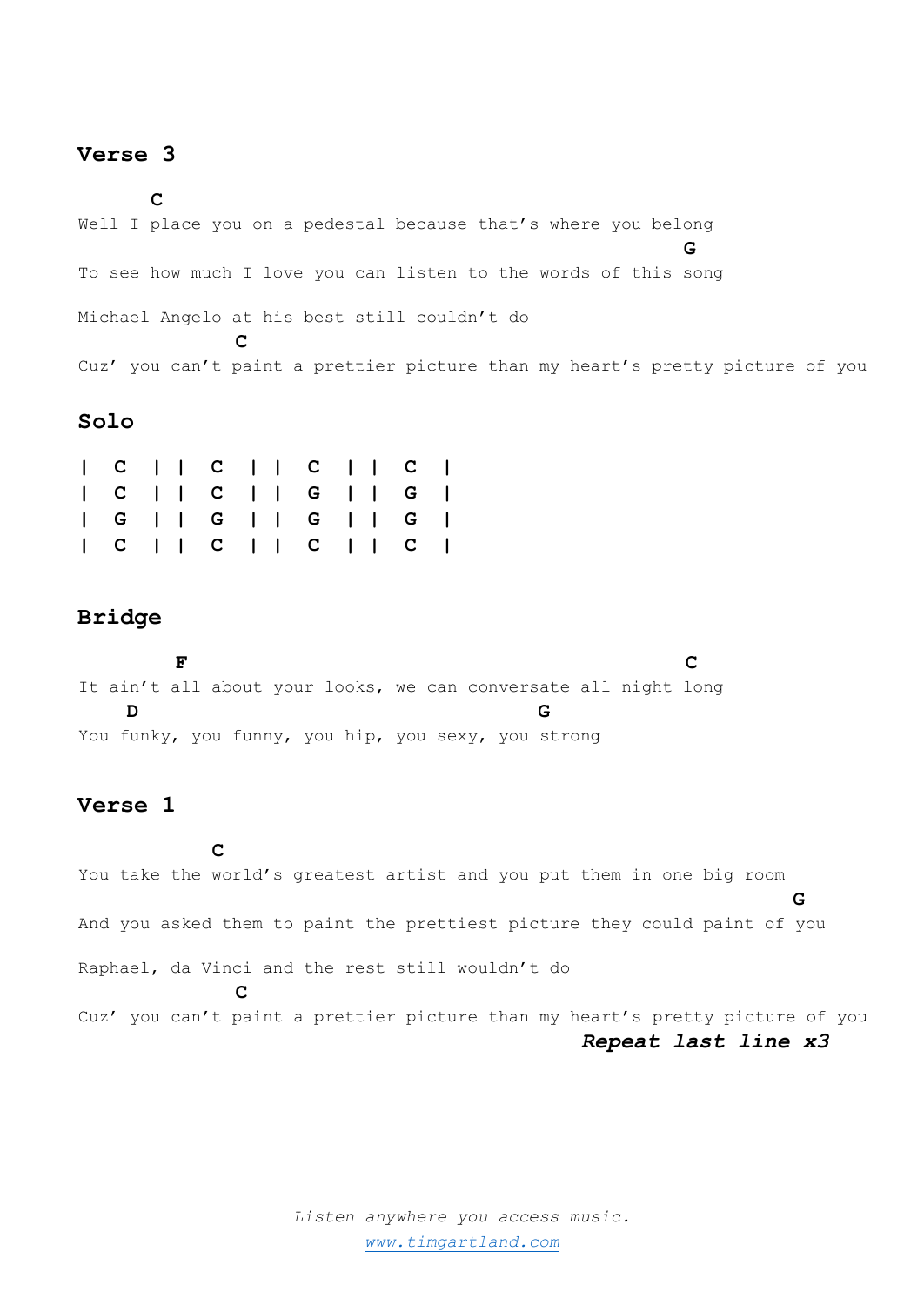## Verse 3

```
       C
Well I place you on a pedestal because that's where you belong
                                                           G
To see how much I love you can listen to the words of this song

Michael Angelo at his best still couldn't do
               C
Cuz' you can't paint a prettier picture than my heart's pretty picture of you
```

## Solo

| | | | |
|---|---|---|---|
| C | C | C | C |
| C | C | G | G |
| G | G | G | G |
| C | C | C | C |

## Bridge

```
        F                                                C
It ain't all about your looks, we can conversate all night long
    D                                       G
You funky, you funny, you hip, you sexy, you strong
```

## Verse 1

```
             C
You take the world's greatest artist and you put them in one big room
                                                                      G
And you asked them to paint the prettiest picture they could paint of you

Raphael, da Vinci and the rest still wouldn't do
               C
Cuz' you can't paint a prettier picture than my heart's pretty picture of you
```

***Repeat last line x3***

*Listen anywhere you access music.*
*www.timgartland.com*